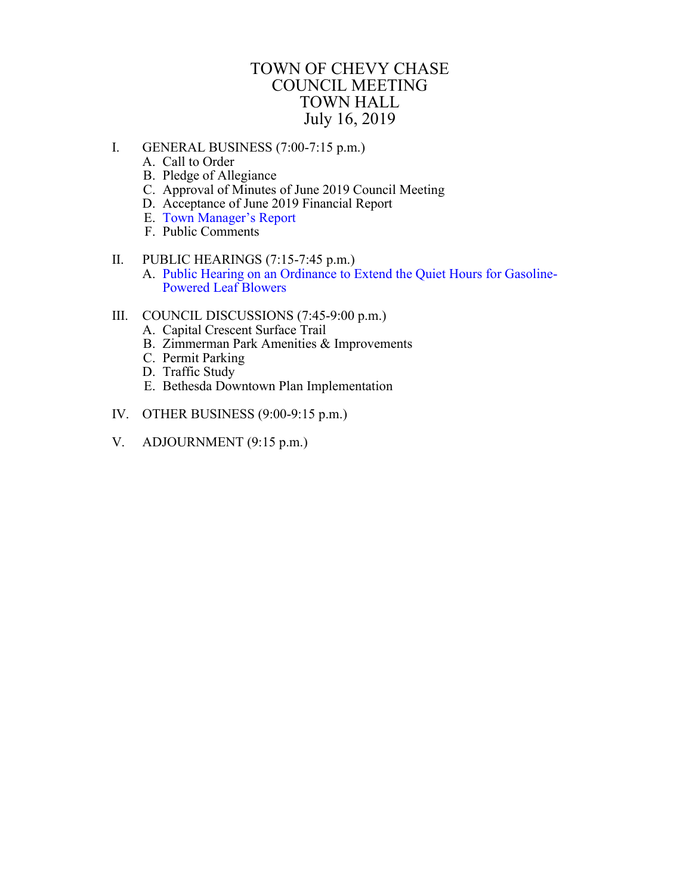# TOWN OF CHEVY CHASE
# COUNCIL MEETING
# TOWN HALL
# July 16, 2019

I. GENERAL BUSINESS (7:00-7:15 p.m.)
   A. Call to Order
   B. Pledge of Allegiance
   C. Approval of Minutes of June 2019 Council Meeting
   D. Acceptance of June 2019 Financial Report
   E. Town Manager's Report
   F. Public Comments

II. PUBLIC HEARINGS (7:15-7:45 p.m.)
   A. Public Hearing on an Ordinance to Extend the Quiet Hours for Gasoline-Powered Leaf Blowers

III. COUNCIL DISCUSSIONS (7:45-9:00 p.m.)
   A. Capital Crescent Surface Trail
   B. Zimmerman Park Amenities & Improvements
   C. Permit Parking
   D. Traffic Study
   E. Bethesda Downtown Plan Implementation

IV. OTHER BUSINESS (9:00-9:15 p.m.)

V. ADJOURNMENT (9:15 p.m.)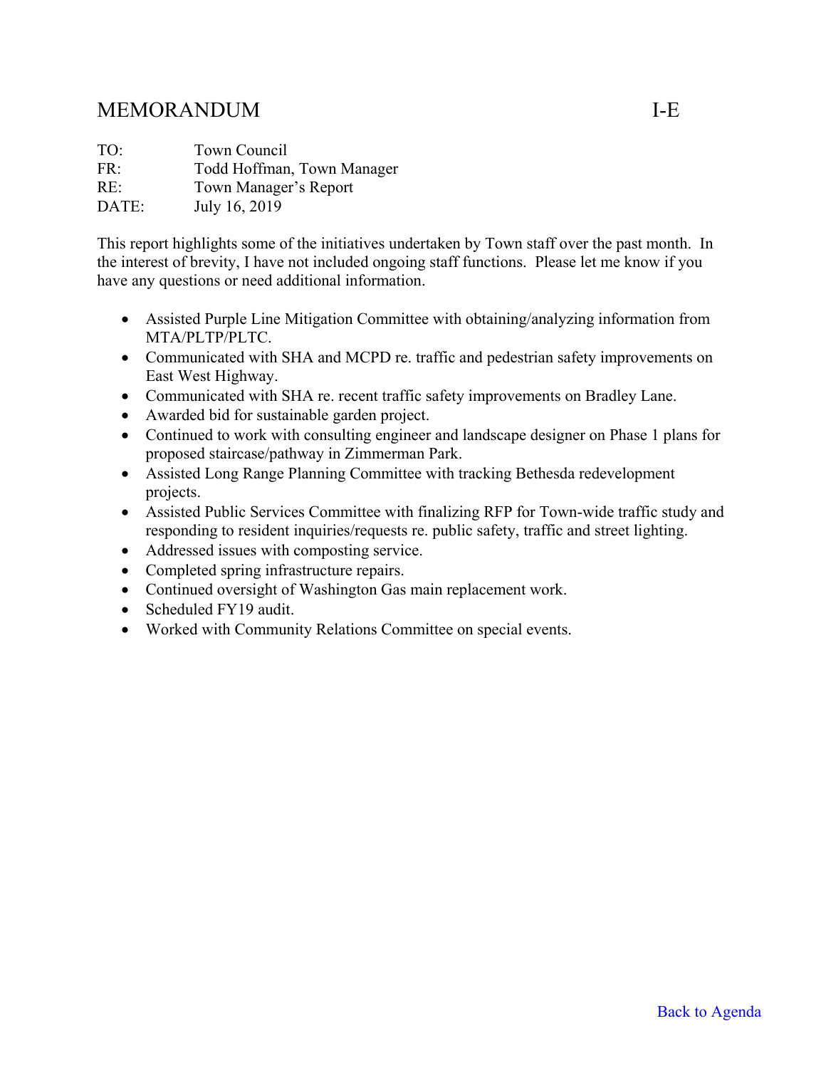# MEMORANDUM I-E

TO: Town Council
FR: Todd Hoffman, Town Manager
RE: Town Manager's Report
DATE: July 16, 2019

This report highlights some of the initiatives undertaken by Town staff over the past month. In the interest of brevity, I have not included ongoing staff functions. Please let me know if you have any questions or need additional information.

- Assisted Purple Line Mitigation Committee with obtaining/analyzing information from MTA/PLTP/PLTC.
- Communicated with SHA and MCPD re. traffic and pedestrian safety improvements on East West Highway.
- Communicated with SHA re. recent traffic safety improvements on Bradley Lane.
- Awarded bid for sustainable garden project.
- Continued to work with consulting engineer and landscape designer on Phase 1 plans for proposed staircase/pathway in Zimmerman Park.
- Assisted Long Range Planning Committee with tracking Bethesda redevelopment projects.
- Assisted Public Services Committee with finalizing RFP for Town-wide traffic study and responding to resident inquiries/requests re. public safety, traffic and street lighting.
- Addressed issues with composting service.
- Completed spring infrastructure repairs.
- Continued oversight of Washington Gas main replacement work.
- Scheduled FY19 audit.
- Worked with Community Relations Committee on special events.

Back to Agenda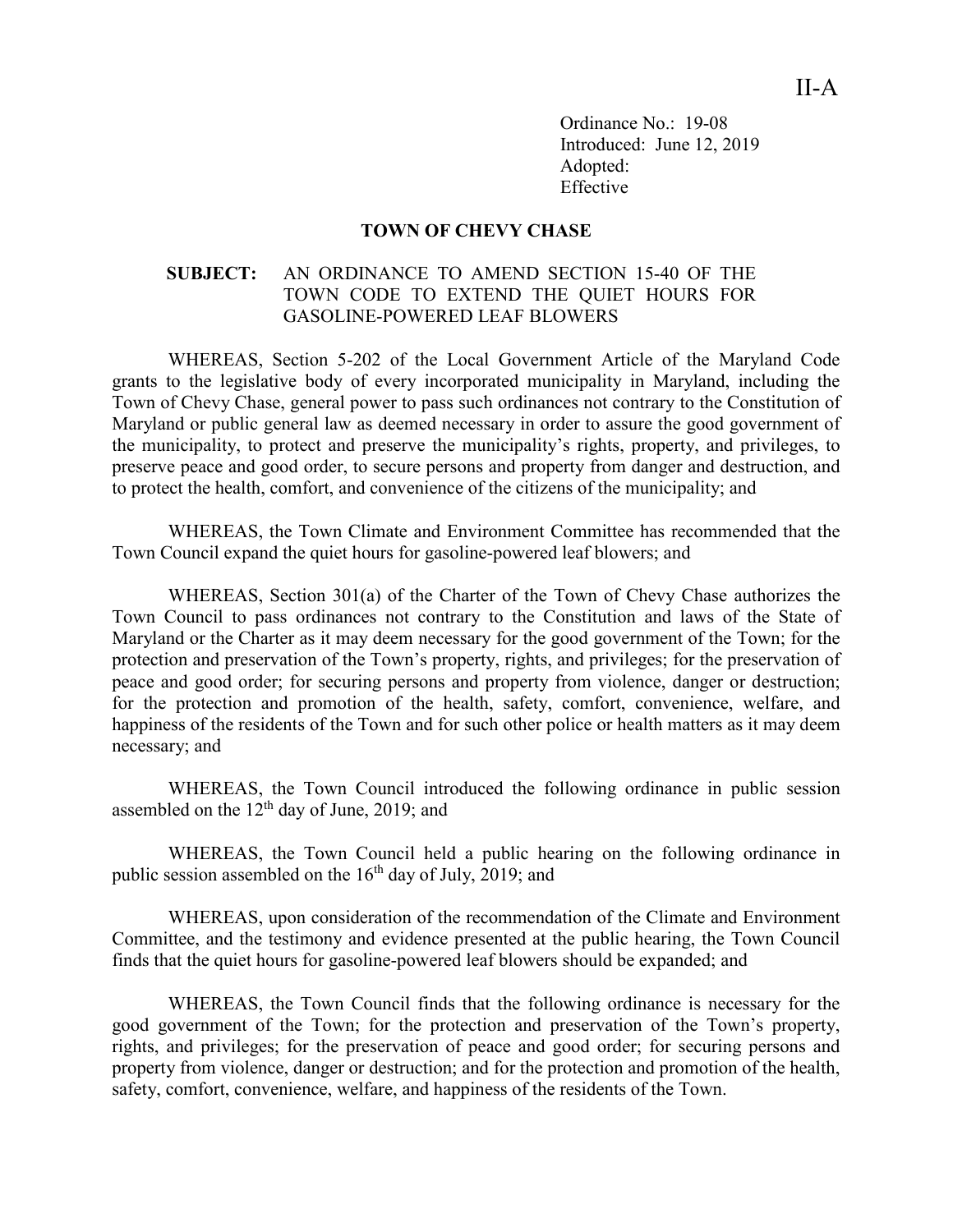II-A

Ordinance No.: 19-08
Introduced: June 12, 2019
Adopted:
Effective

**TOWN OF CHEVY CHASE**

**SUBJECT:** AN ORDINANCE TO AMEND SECTION 15-40 OF THE TOWN CODE TO EXTEND THE QUIET HOURS FOR GASOLINE-POWERED LEAF BLOWERS

WHEREAS, Section 5-202 of the Local Government Article of the Maryland Code grants to the legislative body of every incorporated municipality in Maryland, including the Town of Chevy Chase, general power to pass such ordinances not contrary to the Constitution of Maryland or public general law as deemed necessary in order to assure the good government of the municipality, to protect and preserve the municipality's rights, property, and privileges, to preserve peace and good order, to secure persons and property from danger and destruction, and to protect the health, comfort, and convenience of the citizens of the municipality; and

WHEREAS, the Town Climate and Environment Committee has recommended that the Town Council expand the quiet hours for gasoline-powered leaf blowers; and

WHEREAS, Section 301(a) of the Charter of the Town of Chevy Chase authorizes the Town Council to pass ordinances not contrary to the Constitution and laws of the State of Maryland or the Charter as it may deem necessary for the good government of the Town; for the protection and preservation of the Town's property, rights, and privileges; for the preservation of peace and good order; for securing persons and property from violence, danger or destruction; for the protection and promotion of the health, safety, comfort, convenience, welfare, and happiness of the residents of the Town and for such other police or health matters as it may deem necessary; and

WHEREAS, the Town Council introduced the following ordinance in public session assembled on the 12th day of June, 2019; and

WHEREAS, the Town Council held a public hearing on the following ordinance in public session assembled on the 16th day of July, 2019; and

WHEREAS, upon consideration of the recommendation of the Climate and Environment Committee, and the testimony and evidence presented at the public hearing, the Town Council finds that the quiet hours for gasoline-powered leaf blowers should be expanded; and

WHEREAS, the Town Council finds that the following ordinance is necessary for the good government of the Town; for the protection and preservation of the Town's property, rights, and privileges; for the preservation of peace and good order; for securing persons and property from violence, danger or destruction; and for the protection and promotion of the health, safety, comfort, convenience, welfare, and happiness of the residents of the Town.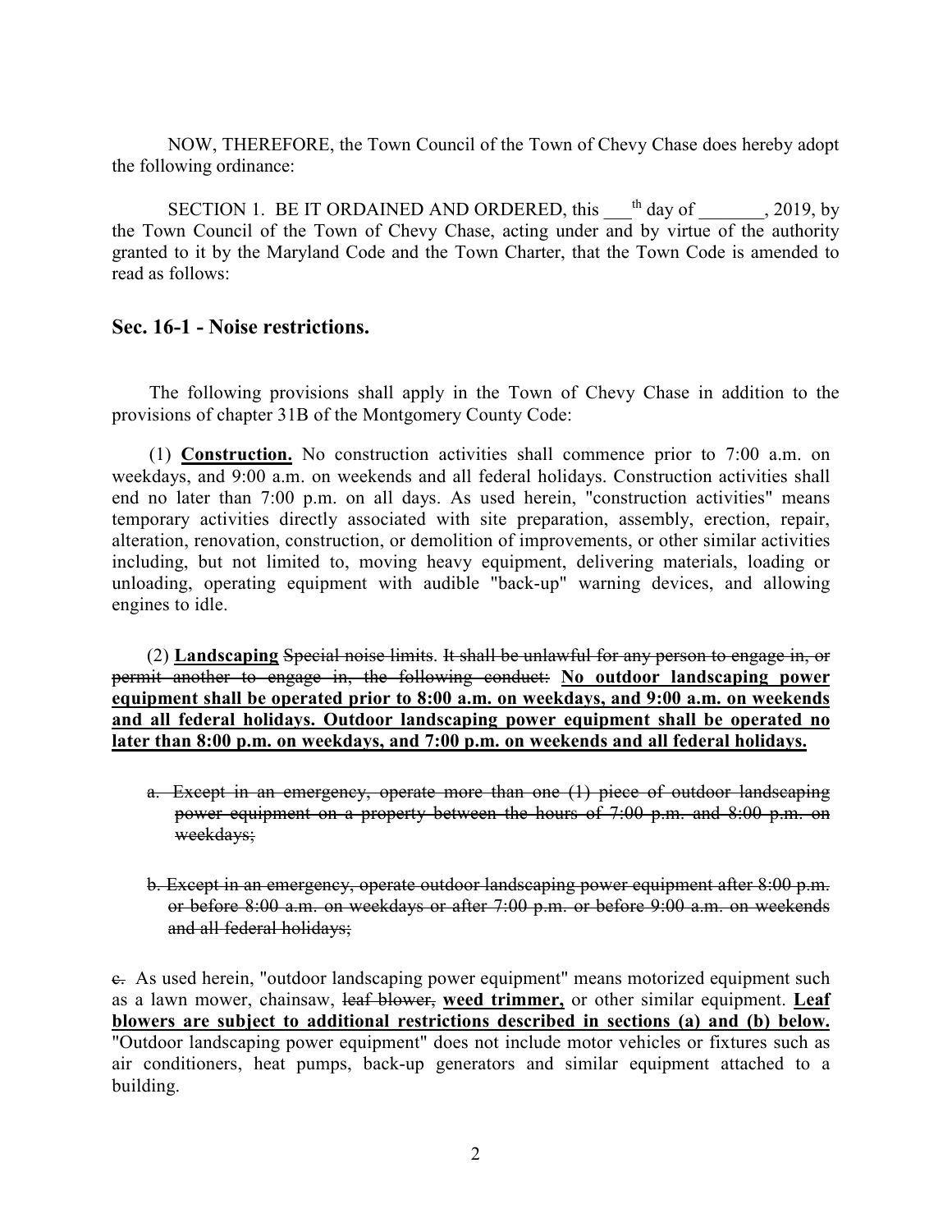NOW, THEREFORE, the Town Council of the Town of Chevy Chase does hereby adopt the following ordinance:

SECTION 1. BE IT ORDAINED AND ORDERED, this ___th day of _______, 2019, by the Town Council of the Town of Chevy Chase, acting under and by virtue of the authority granted to it by the Maryland Code and the Town Charter, that the Town Code is amended to read as follows:

## Sec. 16-1 - Noise restrictions.

The following provisions shall apply in the Town of Chevy Chase in addition to the provisions of chapter 31B of the Montgomery County Code:

(1) <u>**Construction.**</u> No construction activities shall commence prior to 7:00 a.m. on weekdays, and 9:00 a.m. on weekends and all federal holidays. Construction activities shall end no later than 7:00 p.m. on all days. As used herein, "construction activities" means temporary activities directly associated with site preparation, assembly, erection, repair, alteration, renovation, construction, or demolition of improvements, or other similar activities including, but not limited to, moving heavy equipment, delivering materials, loading or unloading, operating equipment with audible "back-up" warning devices, and allowing engines to idle.

(2) <u>**Landscaping**</u> ~~Special noise limits.~~ ~~It shall be unlawful for any person to engage in, or permit another to engage in, the following conduct:~~ <u>**No outdoor landscaping power equipment shall be operated prior to 8:00 a.m. on weekdays, and 9:00 a.m. on weekends and all federal holidays. Outdoor landscaping power equipment shall be operated no later than 8:00 p.m. on weekdays, and 7:00 p.m. on weekends and all federal holidays.**</u>

~~a. Except in an emergency, operate more than one (1) piece of outdoor landscaping power equipment on a property between the hours of 7:00 p.m. and 8:00 p.m. on weekdays;~~

~~b. Except in an emergency, operate outdoor landscaping power equipment after 8:00 p.m. or before 8:00 a.m. on weekdays or after 7:00 p.m. or before 9:00 a.m. on weekends and all federal holidays;~~

~~c.~~ As used herein, "outdoor landscaping power equipment" means motorized equipment such as a lawn mower, chainsaw, ~~leaf blower,~~ <u>**weed trimmer,**</u> or other similar equipment. <u>**Leaf blowers are subject to additional restrictions described in sections (a) and (b) below.**</u> "Outdoor landscaping power equipment" does not include motor vehicles or fixtures such as air conditioners, heat pumps, back-up generators and similar equipment attached to a building.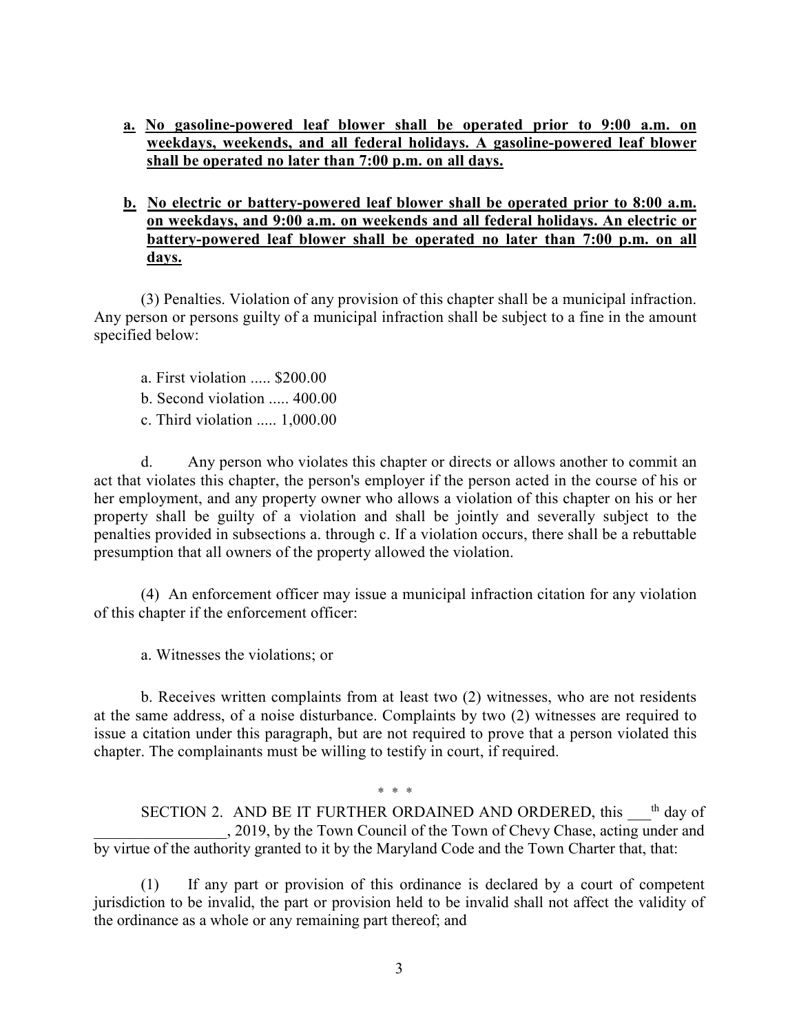**<u>a.</u> <u>No gasoline-powered leaf blower shall be operated prior to 9:00 a.m. on weekdays, weekends, and all federal holidays. A gasoline-powered leaf blower shall be operated no later than 7:00 p.m. on all days.</u>**

**<u>b.</u> <u>No electric or battery-powered leaf blower shall be operated prior to 8:00 a.m. on weekdays, and 9:00 a.m. on weekends and all federal holidays. An electric or battery-powered leaf blower shall be operated no later than 7:00 p.m. on all days.</u>**

(3) Penalties. Violation of any provision of this chapter shall be a municipal infraction. Any person or persons guilty of a municipal infraction shall be subject to a fine in the amount specified below:

a. First violation ..... $200.00

b. Second violation ..... 400.00

c. Third violation ..... 1,000.00

d. Any person who violates this chapter or directs or allows another to commit an act that violates this chapter, the person's employer if the person acted in the course of his or her employment, and any property owner who allows a violation of this chapter on his or her property shall be guilty of a violation and shall be jointly and severally subject to the penalties provided in subsections a. through c. If a violation occurs, there shall be a rebuttable presumption that all owners of the property allowed the violation.

(4) An enforcement officer may issue a municipal infraction citation for any violation of this chapter if the enforcement officer:

a. Witnesses the violations; or

b. Receives written complaints from at least two (2) witnesses, who are not residents at the same address, of a noise disturbance. Complaints by two (2) witnesses are required to issue a citation under this paragraph, but are not required to prove that a person violated this chapter. The complainants must be willing to testify in court, if required.

\* \* \*

SECTION 2. AND BE IT FURTHER ORDAINED AND ORDERED, this ___th day of _________________, 2019, by the Town Council of the Town of Chevy Chase, acting under and by virtue of the authority granted to it by the Maryland Code and the Town Charter that, that:

(1) If any part or provision of this ordinance is declared by a court of competent jurisdiction to be invalid, the part or provision held to be invalid shall not affect the validity of the ordinance as a whole or any remaining part thereof; and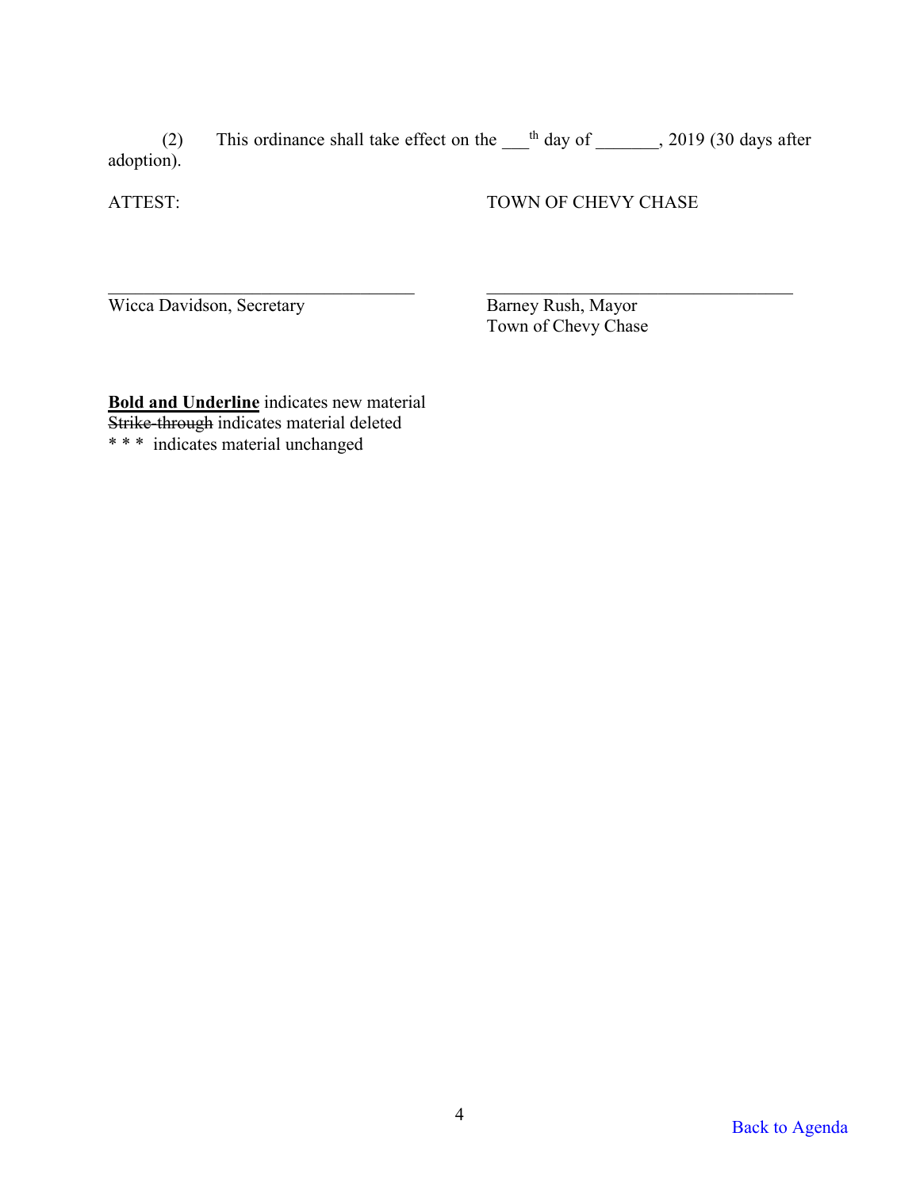(2) This ordinance shall take effect on the ___th day of _______, 2019 (30 days after adoption).

ATTEST: TOWN OF CHEVY CHASE

\_\_\_\_\_\_\_\_\_\_\_\_\_\_\_\_\_\_\_\_\_\_\_\_\_\_\_\_\_\_\_\_\_\_
Wicca Davidson, Secretary

\_\_\_\_\_\_\_\_\_\_\_\_\_\_\_\_\_\_\_\_\_\_\_\_\_\_\_\_\_\_\_\_\_\_
Barney Rush, Mayor
Town of Chevy Chase

**<u>Bold and Underline</u>** indicates new material
~~Strike-through~~ indicates material deleted
* * * indicates material unchanged

Back to Agenda